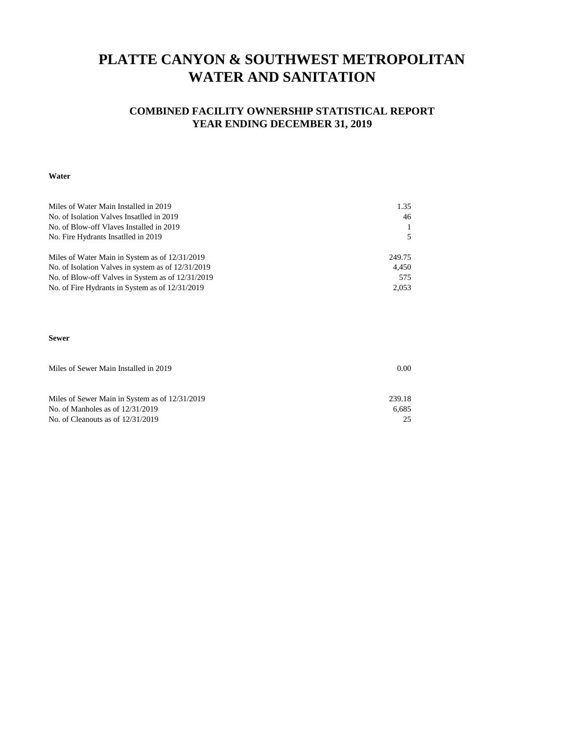# PLATTE CANYON & SOUTHWEST METROPOLITAN WATER AND SANITATION

## COMBINED FACILITY OWNERSHIP STATISTICAL REPORT
## YEAR ENDING DECEMBER 31, 2019

**Water**

| | |
|---|---:|
| Miles of Water Main Installed in 2019 | 1.35 |
| No. of Isolation Valves Insatlled in 2019 | 46 |
| No. of Blow-off Vlaves Installed in 2019 | 1 |
| No. Fire Hydrants Insatlled in 2019 | 5 |
| | |
| Miles of Water Main in System as of 12/31/2019 | 249.75 |
| No. of Isolation Valves in system as of 12/31/2019 | 4,450 |
| No. of Blow-off Valves in System as of 12/31/2019 | 575 |
| No. of Fire Hydrants in System as of 12/31/2019 | 2,053 |

**Sewer**

| | |
|---|---:|
| Miles of Sewer Main Installed in 2019 | 0.00 |
| | |
| Miles of Sewer Main in System as of 12/31/2019 | 239.18 |
| No. of Manholes as of 12/31/2019 | 6,685 |
| No. of Cleanouts as of 12/31/2019 | 25 |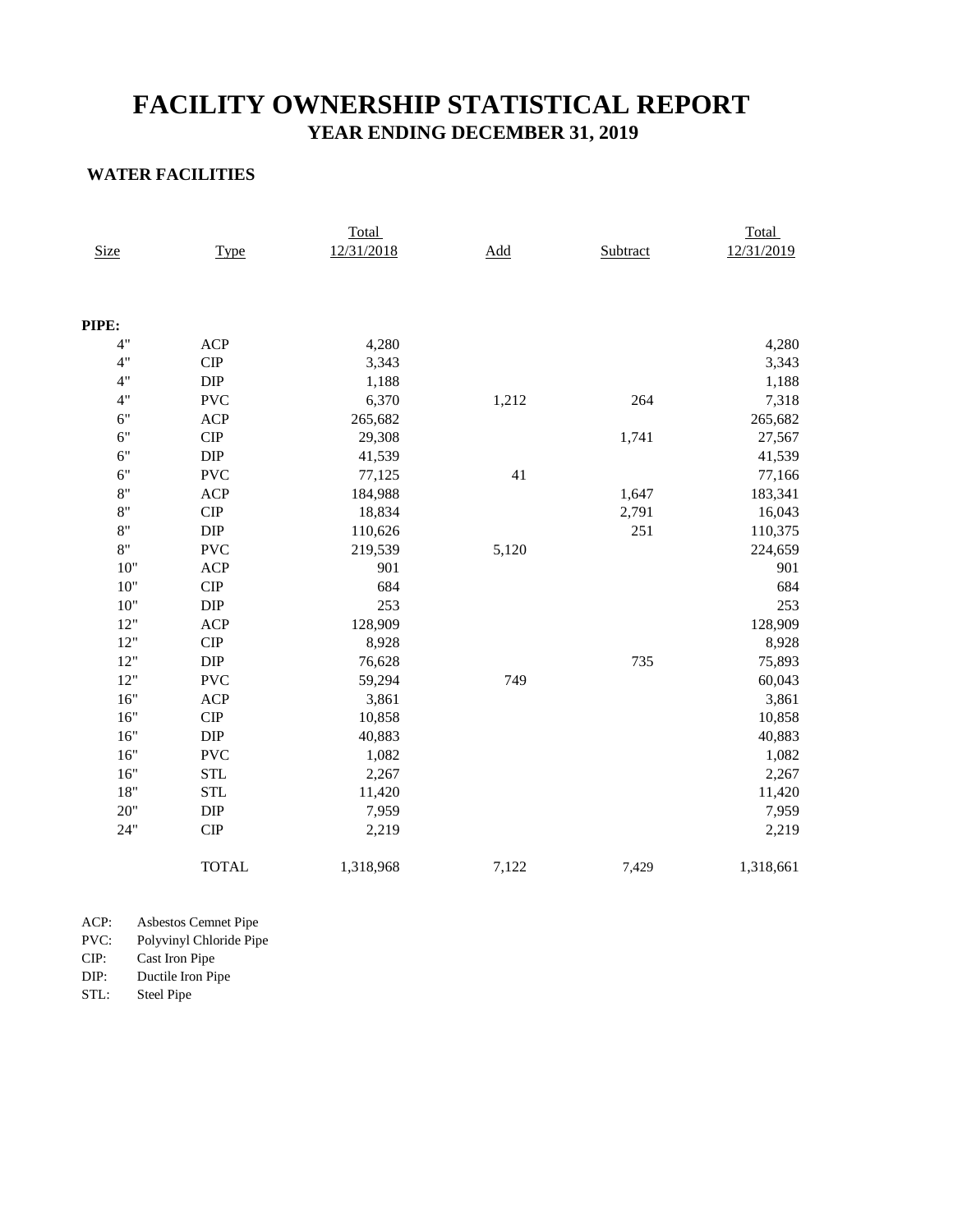# FACILITY OWNERSHIP STATISTICAL REPORT

## YEAR ENDING DECEMBER 31, 2019

### WATER FACILITIES

| Size | Type | Total 12/31/2018 | Add | Subtract | Total 12/31/2019 |
|---|---|---|---|---|---|
| **PIPE:** | | | | | |
| 4" | ACP | 4,280 | | | 4,280 |
| 4" | CIP | 3,343 | | | 3,343 |
| 4" | DIP | 1,188 | | | 1,188 |
| 4" | PVC | 6,370 | 1,212 | 264 | 7,318 |
| 6" | ACP | 265,682 | | | 265,682 |
| 6" | CIP | 29,308 | | 1,741 | 27,567 |
| 6" | DIP | 41,539 | | | 41,539 |
| 6" | PVC | 77,125 | 41 | | 77,166 |
| 8" | ACP | 184,988 | | 1,647 | 183,341 |
| 8" | CIP | 18,834 | | 2,791 | 16,043 |
| 8" | DIP | 110,626 | | 251 | 110,375 |
| 8" | PVC | 219,539 | 5,120 | | 224,659 |
| 10" | ACP | 901 | | | 901 |
| 10" | CIP | 684 | | | 684 |
| 10" | DIP | 253 | | | 253 |
| 12" | ACP | 128,909 | | | 128,909 |
| 12" | CIP | 8,928 | | | 8,928 |
| 12" | DIP | 76,628 | | 735 | 75,893 |
| 12" | PVC | 59,294 | 749 | | 60,043 |
| 16" | ACP | 3,861 | | | 3,861 |
| 16" | CIP | 10,858 | | | 10,858 |
| 16" | DIP | 40,883 | | | 40,883 |
| 16" | PVC | 1,082 | | | 1,082 |
| 16" | STL | 2,267 | | | 2,267 |
| 18" | STL | 11,420 | | | 11,420 |
| 20" | DIP | 7,959 | | | 7,959 |
| 24" | CIP | 2,219 | | | 2,219 |
| | TOTAL | 1,318,968 | 7,122 | 7,429 | 1,318,661 |

ACP: Asbestos Cemnet Pipe
PVC: Polyvinyl Chloride Pipe
CIP: Cast Iron Pipe
DIP: Ductile Iron Pipe
STL: Steel Pipe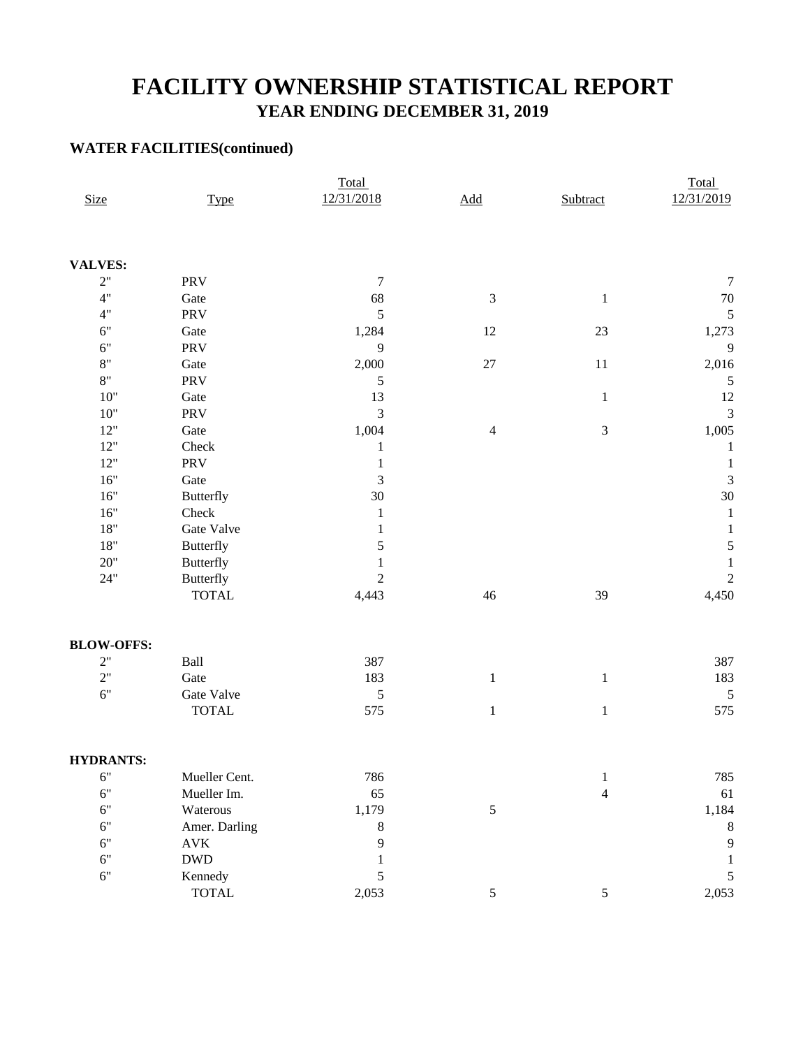# FACILITY OWNERSHIP STATISTICAL REPORT

## YEAR ENDING DECEMBER 31, 2019

### WATER FACILITIES(continued)

| Size | Type | Total 12/31/2018 | Add | Subtract | Total 12/31/2019 |
|---|---|---|---|---|---|
| **VALVES:** | | | | | |
| 2" | PRV | 7 | | | 7 |
| 4" | Gate | 68 | 3 | 1 | 70 |
| 4" | PRV | 5 | | | 5 |
| 6" | Gate | 1,284 | 12 | 23 | 1,273 |
| 6" | PRV | 9 | | | 9 |
| 8" | Gate | 2,000 | 27 | 11 | 2,016 |
| 8" | PRV | 5 | | | 5 |
| 10" | Gate | 13 | | 1 | 12 |
| 10" | PRV | 3 | | | 3 |
| 12" | Gate | 1,004 | 4 | 3 | 1,005 |
| 12" | Check | 1 | | | 1 |
| 12" | PRV | 1 | | | 1 |
| 16" | Gate | 3 | | | 3 |
| 16" | Butterfly | 30 | | | 30 |
| 16" | Check | 1 | | | 1 |
| 18" | Gate Valve | 1 | | | 1 |
| 18" | Butterfly | 5 | | | 5 |
| 20" | Butterfly | 1 | | | 1 |
| 24" | Butterfly | 2 | | | 2 |
| | TOTAL | 4,443 | 46 | 39 | 4,450 |
| **BLOW-OFFS:** | | | | | |
| 2" | Ball | 387 | | | 387 |
| 2" | Gate | 183 | 1 | 1 | 183 |
| 6" | Gate Valve | 5 | | | 5 |
| | TOTAL | 575 | 1 | 1 | 575 |
| **HYDRANTS:** | | | | | |
| 6" | Mueller Cent. | 786 | | 1 | 785 |
| 6" | Mueller Im. | 65 | | 4 | 61 |
| 6" | Waterous | 1,179 | 5 | | 1,184 |
| 6" | Amer. Darling | 8 | | | 8 |
| 6" | AVK | 9 | | | 9 |
| 6" | DWD | 1 | | | 1 |
| 6" | Kennedy | 5 | | | 5 |
| | TOTAL | 2,053 | 5 | 5 | 2,053 |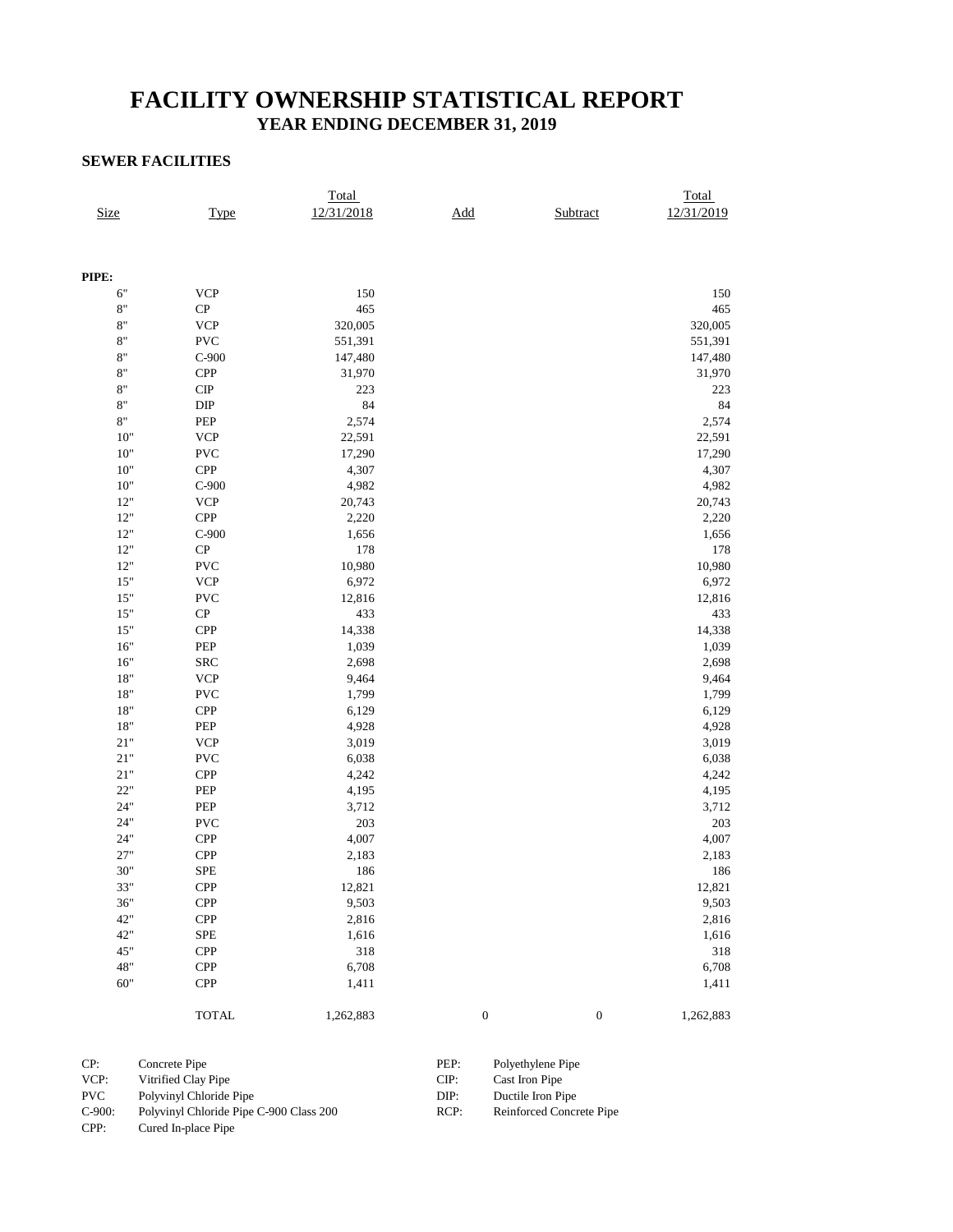# FACILITY OWNERSHIP STATISTICAL REPORT

## YEAR ENDING DECEMBER 31, 2019

### SEWER FACILITIES

| Size | Type | Total 12/31/2018 | Add | Subtract | Total 12/31/2019 |
|---|---|---|---|---|---|
| **PIPE:** | | | | | |
| 6" | VCP | 150 | | | 150 |
| 8" | CP | 465 | | | 465 |
| 8" | VCP | 320,005 | | | 320,005 |
| 8" | PVC | 551,391 | | | 551,391 |
| 8" | C-900 | 147,480 | | | 147,480 |
| 8" | CPP | 31,970 | | | 31,970 |
| 8" | CIP | 223 | | | 223 |
| 8" | DIP | 84 | | | 84 |
| 8" | PEP | 2,574 | | | 2,574 |
| 10" | VCP | 22,591 | | | 22,591 |
| 10" | PVC | 17,290 | | | 17,290 |
| 10" | CPP | 4,307 | | | 4,307 |
| 10" | C-900 | 4,982 | | | 4,982 |
| 12" | VCP | 20,743 | | | 20,743 |
| 12" | CPP | 2,220 | | | 2,220 |
| 12" | C-900 | 1,656 | | | 1,656 |
| 12" | CP | 178 | | | 178 |
| 12" | PVC | 10,980 | | | 10,980 |
| 15" | VCP | 6,972 | | | 6,972 |
| 15" | PVC | 12,816 | | | 12,816 |
| 15" | CP | 433 | | | 433 |
| 15" | CPP | 14,338 | | | 14,338 |
| 16" | PEP | 1,039 | | | 1,039 |
| 16" | SRC | 2,698 | | | 2,698 |
| 18" | VCP | 9,464 | | | 9,464 |
| 18" | PVC | 1,799 | | | 1,799 |
| 18" | CPP | 6,129 | | | 6,129 |
| 18" | PEP | 4,928 | | | 4,928 |
| 21" | VCP | 3,019 | | | 3,019 |
| 21" | PVC | 6,038 | | | 6,038 |
| 21" | CPP | 4,242 | | | 4,242 |
| 22" | PEP | 4,195 | | | 4,195 |
| 24" | PEP | 3,712 | | | 3,712 |
| 24" | PVC | 203 | | | 203 |
| 24" | CPP | 4,007 | | | 4,007 |
| 27" | CPP | 2,183 | | | 2,183 |
| 30" | SPE | 186 | | | 186 |
| 33" | CPP | 12,821 | | | 12,821 |
| 36" | CPP | 9,503 | | | 9,503 |
| 42" | CPP | 2,816 | | | 2,816 |
| 42" | SPE | 1,616 | | | 1,616 |
| 45" | CPP | 318 | | | 318 |
| 48" | CPP | 6,708 | | | 6,708 |
| 60" | CPP | 1,411 | | | 1,411 |
| | TOTAL | 1,262,883 | 0 | 0 | 1,262,883 |

CP: Concrete Pipe
VCP: Vitrified Clay Pipe
PVC Polyvinyl Chloride Pipe
C-900: Polyvinyl Chloride Pipe C-900 Class 200
CPP: Cured In-place Pipe
PEP: Polyethylene Pipe
CIP: Cast Iron Pipe
DIP: Ductile Iron Pipe
RCP: Reinforced Concrete Pipe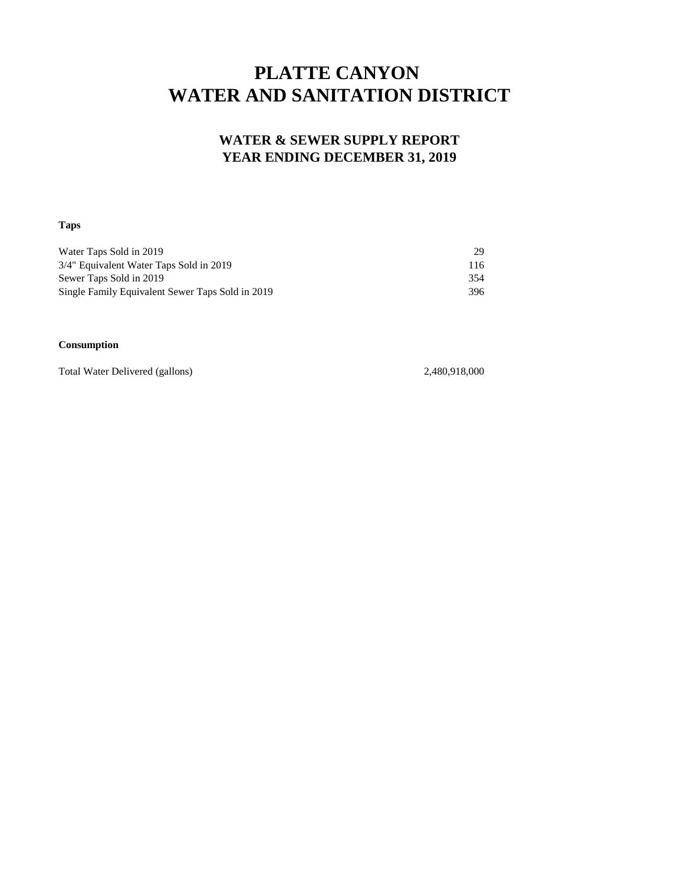# PLATTE CANYON
# WATER AND SANITATION DISTRICT

## WATER & SEWER SUPPLY REPORT
## YEAR ENDING DECEMBER 31, 2019

**Taps**

| | |
|---|---:|
| Water Taps Sold in 2019 | 29 |
| 3/4" Equivalent Water Taps Sold in 2019 | 116 |
| Sewer Taps Sold in 2019 | 354 |
| Single Family Equivalent Sewer Taps Sold in 2019 | 396 |

**Consumption**

| | |
|---|---:|
| Total Water Delivered (gallons) | 2,480,918,000 |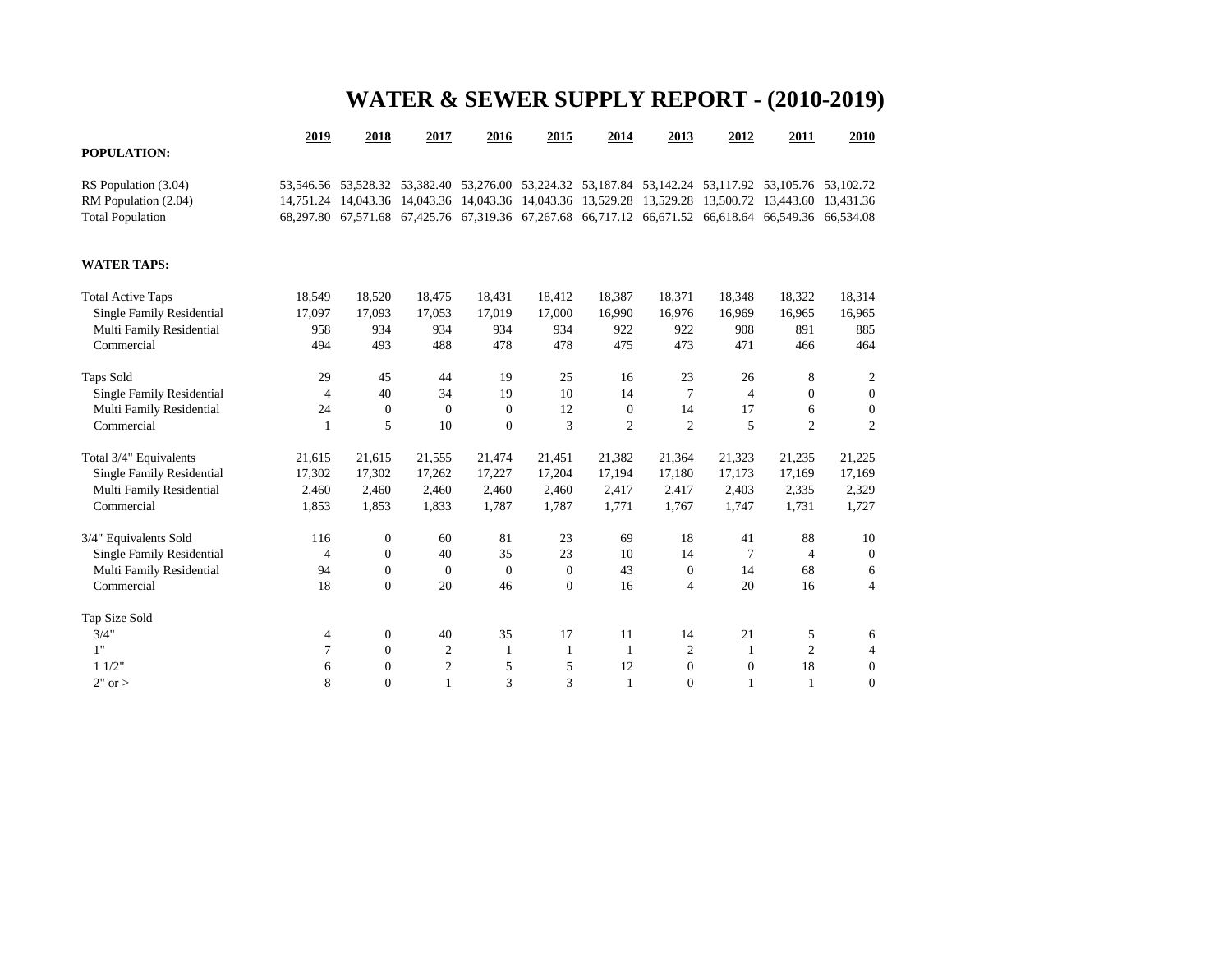# WATER & SEWER SUPPLY REPORT - (2010-2019)

| | 2019 | 2018 | 2017 | 2016 | 2015 | 2014 | 2013 | 2012 | 2011 | 2010 |
|---|---|---|---|---|---|---|---|---|---|---|
| **POPULATION:** | | | | | | | | | | |
| RS Population (3.04) | 53,546.56 | 53,528.32 | 53,382.40 | 53,276.00 | 53,224.32 | 53,187.84 | 53,142.24 | 53,117.92 | 53,105.76 | 53,102.72 |
| RM Population (2.04) | 14,751.24 | 14,043.36 | 14,043.36 | 14,043.36 | 14,043.36 | 13,529.28 | 13,529.28 | 13,500.72 | 13,443.60 | 13,431.36 |
| Total Population | 68,297.80 | 67,571.68 | 67,425.76 | 67,319.36 | 67,267.68 | 66,717.12 | 66,671.52 | 66,618.64 | 66,549.36 | 66,534.08 |
| **WATER TAPS:** | | | | | | | | | | |
| Total Active Taps | 18,549 | 18,520 | 18,475 | 18,431 | 18,412 | 18,387 | 18,371 | 18,348 | 18,322 | 18,314 |
| Single Family Residential | 17,097 | 17,093 | 17,053 | 17,019 | 17,000 | 16,990 | 16,976 | 16,969 | 16,965 | 16,965 |
| Multi Family Residential | 958 | 934 | 934 | 934 | 934 | 922 | 922 | 908 | 891 | 885 |
| Commercial | 494 | 493 | 488 | 478 | 478 | 475 | 473 | 471 | 466 | 464 |
| Taps Sold | 29 | 45 | 44 | 19 | 25 | 16 | 23 | 26 | 8 | 2 |
| Single Family Residential | 4 | 40 | 34 | 19 | 10 | 14 | 7 | 4 | 0 | 0 |
| Multi Family Residential | 24 | 0 | 0 | 0 | 12 | 0 | 14 | 17 | 6 | 0 |
| Commercial | 1 | 5 | 10 | 0 | 3 | 2 | 2 | 5 | 2 | 2 |
| Total 3/4" Equivalents | 21,615 | 21,615 | 21,555 | 21,474 | 21,451 | 21,382 | 21,364 | 21,323 | 21,235 | 21,225 |
| Single Family Residential | 17,302 | 17,302 | 17,262 | 17,227 | 17,204 | 17,194 | 17,180 | 17,173 | 17,169 | 17,169 |
| Multi Family Residential | 2,460 | 2,460 | 2,460 | 2,460 | 2,460 | 2,417 | 2,417 | 2,403 | 2,335 | 2,329 |
| Commercial | 1,853 | 1,853 | 1,833 | 1,787 | 1,787 | 1,771 | 1,767 | 1,747 | 1,731 | 1,727 |
| 3/4" Equivalents Sold | 116 | 0 | 60 | 81 | 23 | 69 | 18 | 41 | 88 | 10 |
| Single Family Residential | 4 | 0 | 40 | 35 | 23 | 10 | 14 | 7 | 4 | 0 |
| Multi Family Residential | 94 | 0 | 0 | 0 | 0 | 43 | 0 | 14 | 68 | 6 |
| Commercial | 18 | 0 | 20 | 46 | 0 | 16 | 4 | 20 | 16 | 4 |
| Tap Size Sold | | | | | | | | | | |
| 3/4" | 4 | 0 | 40 | 35 | 17 | 11 | 14 | 21 | 5 | 6 |
| 1" | 7 | 0 | 2 | 1 | 1 | 1 | 2 | 1 | 2 | 4 |
| 1 1/2" | 6 | 0 | 2 | 5 | 5 | 12 | 0 | 0 | 18 | 0 |
| 2" or > | 8 | 0 | 1 | 3 | 3 | 1 | 0 | 1 | 1 | 0 |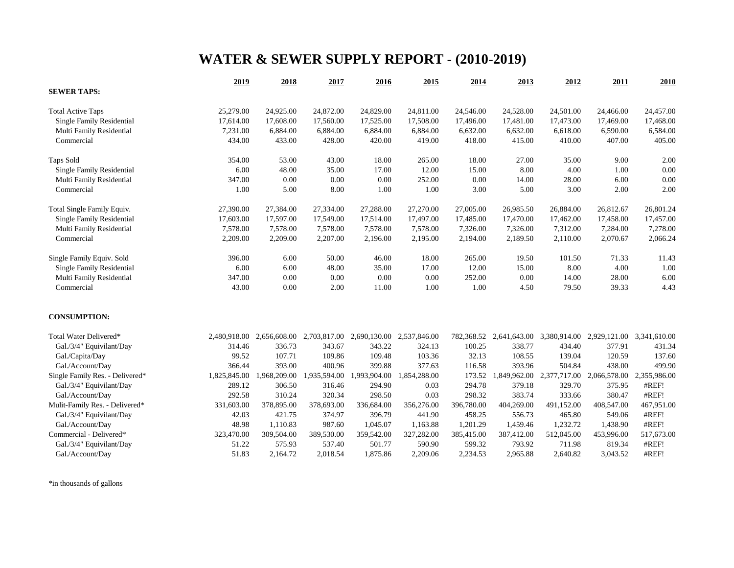# WATER & SEWER SUPPLY REPORT - (2010-2019)

| | 2019 | 2018 | 2017 | 2016 | 2015 | 2014 | 2013 | 2012 | 2011 | 2010 |
|---|---|---|---|---|---|---|---|---|---|---|
| **SEWER TAPS:** | | | | | | | | | | |
| Total Active Taps | 25,279.00 | 24,925.00 | 24,872.00 | 24,829.00 | 24,811.00 | 24,546.00 | 24,528.00 | 24,501.00 | 24,466.00 | 24,457.00 |
| Single Family Residential | 17,614.00 | 17,608.00 | 17,560.00 | 17,525.00 | 17,508.00 | 17,496.00 | 17,481.00 | 17,473.00 | 17,469.00 | 17,468.00 |
| Multi Family Residential | 7,231.00 | 6,884.00 | 6,884.00 | 6,884.00 | 6,884.00 | 6,632.00 | 6,632.00 | 6,618.00 | 6,590.00 | 6,584.00 |
| Commercial | 434.00 | 433.00 | 428.00 | 420.00 | 419.00 | 418.00 | 415.00 | 410.00 | 407.00 | 405.00 |
| Taps Sold | 354.00 | 53.00 | 43.00 | 18.00 | 265.00 | 18.00 | 27.00 | 35.00 | 9.00 | 2.00 |
| Single Family Residential | 6.00 | 48.00 | 35.00 | 17.00 | 12.00 | 15.00 | 8.00 | 4.00 | 1.00 | 0.00 |
| Multi Family Residential | 347.00 | 0.00 | 0.00 | 0.00 | 252.00 | 0.00 | 14.00 | 28.00 | 6.00 | 0.00 |
| Commercial | 1.00 | 5.00 | 8.00 | 1.00 | 1.00 | 3.00 | 5.00 | 3.00 | 2.00 | 2.00 |
| Total Single Family Equiv. | 27,390.00 | 27,384.00 | 27,334.00 | 27,288.00 | 27,270.00 | 27,005.00 | 26,985.50 | 26,884.00 | 26,812.67 | 26,801.24 |
| Single Family Residential | 17,603.00 | 17,597.00 | 17,549.00 | 17,514.00 | 17,497.00 | 17,485.00 | 17,470.00 | 17,462.00 | 17,458.00 | 17,457.00 |
| Multi Family Residential | 7,578.00 | 7,578.00 | 7,578.00 | 7,578.00 | 7,578.00 | 7,326.00 | 7,326.00 | 7,312.00 | 7,284.00 | 7,278.00 |
| Commercial | 2,209.00 | 2,209.00 | 2,207.00 | 2,196.00 | 2,195.00 | 2,194.00 | 2,189.50 | 2,110.00 | 2,070.67 | 2,066.24 |
| Single Family Equiv. Sold | 396.00 | 6.00 | 50.00 | 46.00 | 18.00 | 265.00 | 19.50 | 101.50 | 71.33 | 11.43 |
| Single Family Residential | 6.00 | 6.00 | 48.00 | 35.00 | 17.00 | 12.00 | 15.00 | 8.00 | 4.00 | 1.00 |
| Multi Family Residential | 347.00 | 0.00 | 0.00 | 0.00 | 0.00 | 252.00 | 0.00 | 14.00 | 28.00 | 6.00 |
| Commercial | 43.00 | 0.00 | 2.00 | 11.00 | 1.00 | 1.00 | 4.50 | 79.50 | 39.33 | 4.43 |
| **CONSUMPTION:** | | | | | | | | | | |
| Total Water Delivered* | 2,480,918.00 | 2,656,608.00 | 2,703,817.00 | 2,690,130.00 | 2,537,846.00 | 782,368.52 | 2,641,643.00 | 3,380,914.00 | 2,929,121.00 | 3,341,610.00 |
| Gal./3/4" Equivilant/Day | 314.46 | 336.73 | 343.67 | 343.22 | 324.13 | 100.25 | 338.77 | 434.40 | 377.91 | 431.34 |
| Gal./Capita/Day | 99.52 | 107.71 | 109.86 | 109.48 | 103.36 | 32.13 | 108.55 | 139.04 | 120.59 | 137.60 |
| Gal./Account/Day | 366.44 | 393.00 | 400.96 | 399.88 | 377.63 | 116.58 | 393.96 | 504.84 | 438.00 | 499.90 |
| Single Family Res. - Delivered* | 1,825,845.00 | 1,968,209.00 | 1,935,594.00 | 1,993,904.00 | 1,854,288.00 | 173.52 | 1,849,962.00 | 2,377,717.00 | 2,066,578.00 | 2,355,986.00 |
| Gal./3/4" Equivilant/Day | 289.12 | 306.50 | 316.46 | 294.90 | 0.03 | 294.78 | 379.18 | 329.70 | 375.95 | #REF! |
| Gal./Account/Day | 292.58 | 310.24 | 320.34 | 298.50 | 0.03 | 298.32 | 383.74 | 333.66 | 380.47 | #REF! |
| Mulit-Family Res. - Delivered* | 331,603.00 | 378,895.00 | 378,693.00 | 336,684.00 | 356,276.00 | 396,780.00 | 404,269.00 | 491,152.00 | 408,547.00 | 467,951.00 |
| Gal./3/4" Equivilant/Day | 42.03 | 421.75 | 374.97 | 396.79 | 441.90 | 458.25 | 556.73 | 465.80 | 549.06 | #REF! |
| Gal./Account/Day | 48.98 | 1,110.83 | 987.60 | 1,045.07 | 1,163.88 | 1,201.29 | 1,459.46 | 1,232.72 | 1,438.90 | #REF! |
| Commercial - Delivered* | 323,470.00 | 309,504.00 | 389,530.00 | 359,542.00 | 327,282.00 | 385,415.00 | 387,412.00 | 512,045.00 | 453,996.00 | 517,673.00 |
| Gal./3/4" Equivilant/Day | 51.22 | 575.93 | 537.40 | 501.77 | 590.90 | 599.32 | 793.92 | 711.98 | 819.34 | #REF! |
| Gal./Account/Day | 51.83 | 2,164.72 | 2,018.54 | 1,875.86 | 2,209.06 | 2,234.53 | 2,965.88 | 2,640.82 | 3,043.52 | #REF! |

*in thousands of gallons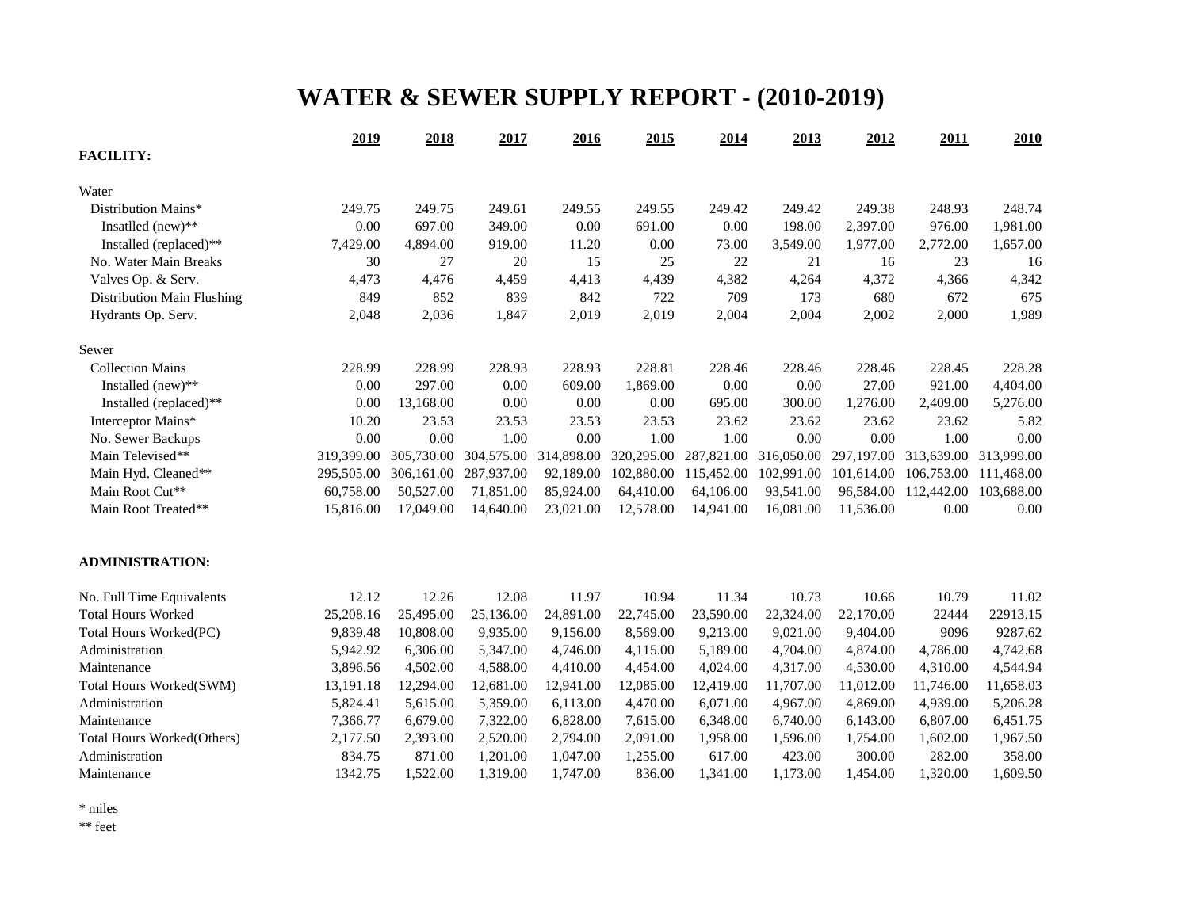# WATER & SEWER SUPPLY REPORT - (2010-2019)

| | 2019 | 2018 | 2017 | 2016 | 2015 | 2014 | 2013 | 2012 | 2011 | 2010 |
|---|---|---|---|---|---|---|---|---|---|---|
| **FACILITY:** | | | | | | | | | | |
| Water | | | | | | | | | | |
| Distribution Mains* | 249.75 | 249.75 | 249.61 | 249.55 | 249.55 | 249.42 | 249.42 | 249.38 | 248.93 | 248.74 |
| Insatlled (new)** | 0.00 | 697.00 | 349.00 | 0.00 | 691.00 | 0.00 | 198.00 | 2,397.00 | 976.00 | 1,981.00 |
| Installed (replaced)** | 7,429.00 | 4,894.00 | 919.00 | 11.20 | 0.00 | 73.00 | 3,549.00 | 1,977.00 | 2,772.00 | 1,657.00 |
| No. Water Main Breaks | 30 | 27 | 20 | 15 | 25 | 22 | 21 | 16 | 23 | 16 |
| Valves Op. & Serv. | 4,473 | 4,476 | 4,459 | 4,413 | 4,439 | 4,382 | 4,264 | 4,372 | 4,366 | 4,342 |
| Distribution Main Flushing | 849 | 852 | 839 | 842 | 722 | 709 | 173 | 680 | 672 | 675 |
| Hydrants Op. Serv. | 2,048 | 2,036 | 1,847 | 2,019 | 2,019 | 2,004 | 2,004 | 2,002 | 2,000 | 1,989 |
| Sewer | | | | | | | | | | |
| Collection Mains | 228.99 | 228.99 | 228.93 | 228.93 | 228.81 | 228.46 | 228.46 | 228.46 | 228.45 | 228.28 |
| Installed (new)** | 0.00 | 297.00 | 0.00 | 609.00 | 1,869.00 | 0.00 | 0.00 | 27.00 | 921.00 | 4,404.00 |
| Installed (replaced)** | 0.00 | 13,168.00 | 0.00 | 0.00 | 0.00 | 695.00 | 300.00 | 1,276.00 | 2,409.00 | 5,276.00 |
| Interceptor Mains* | 10.20 | 23.53 | 23.53 | 23.53 | 23.53 | 23.62 | 23.62 | 23.62 | 23.62 | 5.82 |
| No. Sewer Backups | 0.00 | 0.00 | 1.00 | 0.00 | 1.00 | 1.00 | 0.00 | 0.00 | 1.00 | 0.00 |
| Main Televised** | 319,399.00 | 305,730.00 | 304,575.00 | 314,898.00 | 320,295.00 | 287,821.00 | 316,050.00 | 297,197.00 | 313,639.00 | 313,999.00 |
| Main Hyd. Cleaned** | 295,505.00 | 306,161.00 | 287,937.00 | 92,189.00 | 102,880.00 | 115,452.00 | 102,991.00 | 101,614.00 | 106,753.00 | 111,468.00 |
| Main Root Cut** | 60,758.00 | 50,527.00 | 71,851.00 | 85,924.00 | 64,410.00 | 64,106.00 | 93,541.00 | 96,584.00 | 112,442.00 | 103,688.00 |
| Main Root Treated** | 15,816.00 | 17,049.00 | 14,640.00 | 23,021.00 | 12,578.00 | 14,941.00 | 16,081.00 | 11,536.00 | 0.00 | 0.00 |
| **ADMINISTRATION:** | | | | | | | | | | |
| No. Full Time Equivalents | 12.12 | 12.26 | 12.08 | 11.97 | 10.94 | 11.34 | 10.73 | 10.66 | 10.79 | 11.02 |
| Total Hours Worked | 25,208.16 | 25,495.00 | 25,136.00 | 24,891.00 | 22,745.00 | 23,590.00 | 22,324.00 | 22,170.00 | 22444 | 22913.15 |
| Total Hours Worked(PC) | 9,839.48 | 10,808.00 | 9,935.00 | 9,156.00 | 8,569.00 | 9,213.00 | 9,021.00 | 9,404.00 | 9096 | 9287.62 |
| Administration | 5,942.92 | 6,306.00 | 5,347.00 | 4,746.00 | 4,115.00 | 5,189.00 | 4,704.00 | 4,874.00 | 4,786.00 | 4,742.68 |
| Maintenance | 3,896.56 | 4,502.00 | 4,588.00 | 4,410.00 | 4,454.00 | 4,024.00 | 4,317.00 | 4,530.00 | 4,310.00 | 4,544.94 |
| Total Hours Worked(SWM) | 13,191.18 | 12,294.00 | 12,681.00 | 12,941.00 | 12,085.00 | 12,419.00 | 11,707.00 | 11,012.00 | 11,746.00 | 11,658.03 |
| Administration | 5,824.41 | 5,615.00 | 5,359.00 | 6,113.00 | 4,470.00 | 6,071.00 | 4,967.00 | 4,869.00 | 4,939.00 | 5,206.28 |
| Maintenance | 7,366.77 | 6,679.00 | 7,322.00 | 6,828.00 | 7,615.00 | 6,348.00 | 6,740.00 | 6,143.00 | 6,807.00 | 6,451.75 |
| Total Hours Worked(Others) | 2,177.50 | 2,393.00 | 2,520.00 | 2,794.00 | 2,091.00 | 1,958.00 | 1,596.00 | 1,754.00 | 1,602.00 | 1,967.50 |
| Administration | 834.75 | 871.00 | 1,201.00 | 1,047.00 | 1,255.00 | 617.00 | 423.00 | 300.00 | 282.00 | 358.00 |
| Maintenance | 1342.75 | 1,522.00 | 1,319.00 | 1,747.00 | 836.00 | 1,341.00 | 1,173.00 | 1,454.00 | 1,320.00 | 1,609.50 |

* miles

** feet